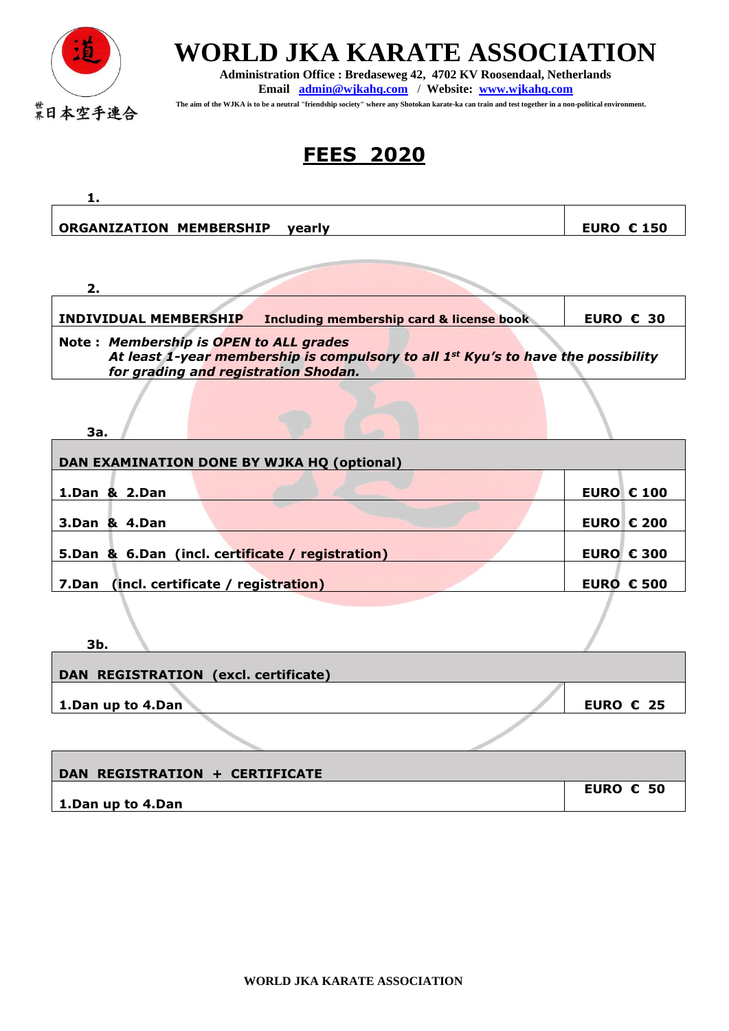世界日本空手連合

# WORLD JKA KARATE ASSOCIATION

**Administration Office : Bredaseweg 42, 4702 KV Roosendaal, Netherlands**
**Email admin@wjkahq.com / Website: www.wjkahq.com**

**The aim of the WJKA is to be a neutral "friendship society" where any Shotokan karate-ka can train and test together in a non-political environment.**

## FEES 2020

**1.**

| ORGANIZATION MEMBERSHIP yearly | EURO € 150 |
|---|---|

**2.**

| INDIVIDUAL MEMBERSHIP Including membership card & license book | EURO € 30 |
|---|---|
| **Note :** ***Membership is OPEN to ALL grades*** ***At least 1-year membership is compulsory to all 1st Kyu's to have the possibility for grading and registration Shodan.*** | |

**3a.**

| DAN EXAMINATION DONE BY WJKA HQ (optional) | |
|---|---|
| 1.Dan & 2.Dan | EURO € 100 |
| 3.Dan & 4.Dan | EURO € 200 |
| 5.Dan & 6.Dan (incl. certificate / registration) | EURO € 300 |
| 7.Dan (incl. certificate / registration) | EURO € 500 |

**3b.**

| DAN REGISTRATION (excl. certificate) | |
|---|---|
| 1.Dan up to 4.Dan | EURO € 25 |

| DAN REGISTRATION + CERTIFICATE | |
|---|---|
| 1.Dan up to 4.Dan | EURO € 50 |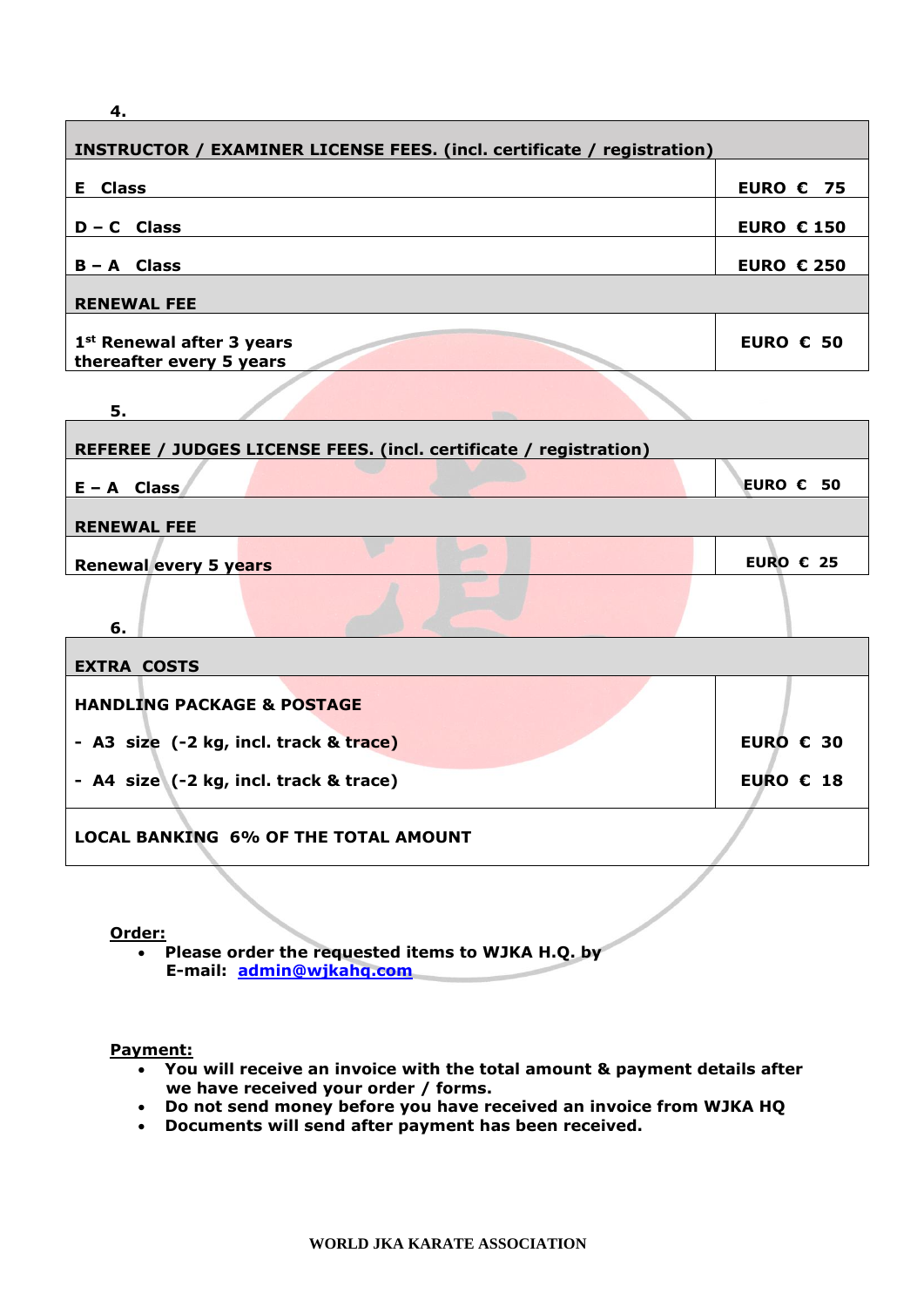4.

| INSTRUCTOR / EXAMINER LICENSE FEES. (incl. certificate / registration) | |
|---|---|
| **E Class** | **EURO € 75** |
| **D – C Class** | **EURO € 150** |
| **B – A Class** | **EURO € 250** |
| **RENEWAL FEE** | |
| **1st Renewal after 3 years thereafter every 5 years** | **EURO € 50** |

5.

| REFEREE / JUDGES LICENSE FEES. (incl. certificate / registration) | |
|---|---|
| **E – A Class** | **EURO € 50** |
| **RENEWAL FEE** | |
| **Renewal every 5 years** | **EURO € 25** |

6.

| EXTRA COSTS | |
|---|---|
| **HANDLING PACKAGE & POSTAGE** | |
| **- A3 size (-2 kg, incl. track & trace)** | **EURO € 30** |
| **- A4 size (-2 kg, incl. track & trace)** | **EURO € 18** |
| **LOCAL BANKING 6% OF THE TOTAL AMOUNT** | |

**Order:**

- **Please order the requested items to WJKA H.Q. by E-mail: admin@wjkahq.com**

**Payment:**

- **You will receive an invoice with the total amount & payment details after we have received your order / forms.**
- **Do not send money before you have received an invoice from WJKA HQ**
- **Documents will send after payment has been received.**